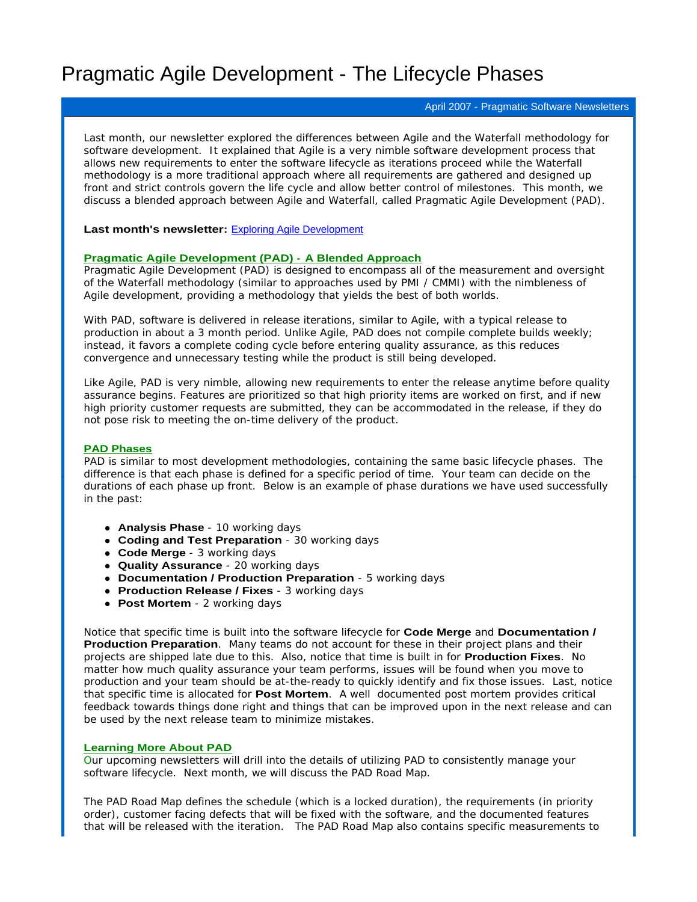# Pragmatic Agile Development - The Lifecycle Phases

April 2007 - Pragmatic Software Newsletters

Last month, our newsletter explored the differences between Agile and the Waterfall methodology for software development. It explained that Agile is a very nimble software development process that allows new requirements to enter the software lifecycle as iterations proceed while the Waterfall methodology is a more traditional approach where all requirements are gathered and designed up front and strict controls govern the life cycle and allow better control of milestones. This month, we discuss a blended approach between Agile and Waterfall, called Pragmatic Agile Development (PAD).

**Last month's newsletter:** Exploring Agile Development

## Pragmatic Agile Development (PAD) - A Blended Approach

Pragmatic Agile Development (PAD) is designed to encompass all of the measurement and oversight of the Waterfall methodology (similar to approaches used by PMI / CMMI) with the nimbleness of Agile development, providing a methodology that yields the best of both worlds.

With PAD, software is delivered in release iterations, similar to Agile, with a typical release to production in about a 3 month period. Unlike Agile, PAD does not compile complete builds weekly; instead, it favors a complete coding cycle before entering quality assurance, as this reduces convergence and unnecessary testing while the product is still being developed.

Like Agile, PAD is very nimble, allowing new requirements to enter the release anytime before quality assurance begins. Features are prioritized so that high priority items are worked on first, and if new high priority customer requests are submitted, they can be accommodated in the release, if they do not pose risk to meeting the on-time delivery of the product.

## PAD Phases

PAD is similar to most development methodologies, containing the same basic lifecycle phases. The difference is that each phase is defined for a specific period of time. Your team can decide on the durations of each phase up front. Below is an example of phase durations we have used successfully in the past:

- **Analysis Phase** - 10 working days
- **Coding and Test Preparation** - 30 working days
- **Code Merge** - 3 working days
- **Quality Assurance** - 20 working days
- **Documentation / Production Preparation** - 5 working days
- **Production Release / Fixes** - 3 working days
- **Post Mortem** - 2 working days

Notice that specific time is built into the software lifecycle for **Code Merge** and **Documentation / Production Preparation**. Many teams do not account for these in their project plans and their projects are shipped late due to this. Also, notice that time is built in for **Production Fixes**. No matter how much quality assurance your team performs, issues will be found when you move to production and your team should be at-the-ready to quickly identify and fix those issues. Last, notice that specific time is allocated for **Post Mortem**. A well documented post mortem provides critical feedback towards things done right and things that can be improved upon in the next release and can be used by the next release team to minimize mistakes.

## Learning More About PAD

Our upcoming newsletters will drill into the details of utilizing PAD to consistently manage your software lifecycle. Next month, we will discuss the PAD Road Map.

The PAD Road Map defines the schedule (which is a locked duration), the requirements (in priority order), customer facing defects that will be fixed with the software, and the documented features that will be released with the iteration. The PAD Road Map also contains specific measurements to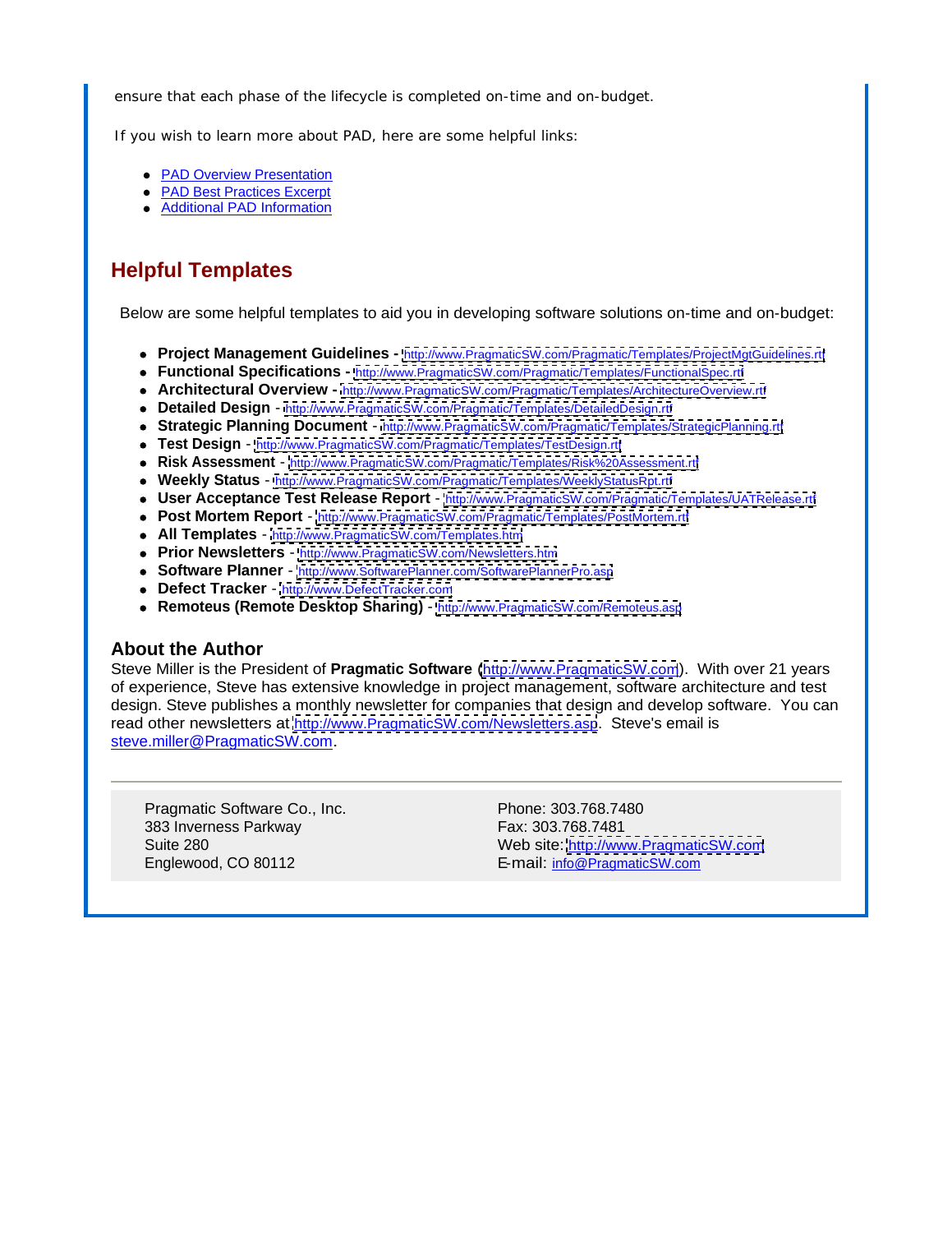ensure that each phase of the lifecycle is completed on-time and on-budget.

If you wish to learn more about PAD, here are some helpful links:

- PAD Overview Presentation
- PAD Best Practices Excerpt
- Additional PAD Information

## Helpful Templates

Below are some helpful templates to aid you in developing software solutions on-time and on-budget:

- **Project Management Guidelines -** http://www.PragmaticSW.com/Pragmatic/Templates/ProjectMgtGuidelines.rtf
- **Functional Specifications -** http://www.PragmaticSW.com/Pragmatic/Templates/FunctionalSpec.rtf
- **Architectural Overview -** http://www.PragmaticSW.com/Pragmatic/Templates/ArchitectureOverview.rtf
- **Detailed Design** - http://www.PragmaticSW.com/Pragmatic/Templates/DetailedDesign.rtf
- **Strategic Planning Document** - http://www.PragmaticSW.com/Pragmatic/Templates/StrategicPlanning.rtf
- **Test Design** - http://www.PragmaticSW.com/Pragmatic/Templates/TestDesign.rtf
- **Risk Assessment** - http://www.PragmaticSW.com/Pragmatic/Templates/Risk%20Assessment.rtf
- **Weekly Status** - http://www.PragmaticSW.com/Pragmatic/Templates/WeeklyStatusRpt.rtf
- **User Acceptance Test Release Report** - http://www.PragmaticSW.com/Pragmatic/Templates/UATRelease.rtf
- **Post Mortem Report** - http://www.PragmaticSW.com/Pragmatic/Templates/PostMortem.rtf
- **All Templates** - http://www.PragmaticSW.com/Templates.htm
- **Prior Newsletters** - http://www.PragmaticSW.com/Newsletters.htm
- **Software Planner** - http://www.SoftwarePlanner.com/SoftwarePlannerPro.asp
- **Defect Tracker** - http://www.DefectTracker.com
- **Remoteus (Remote Desktop Sharing)** - http://www.PragmaticSW.com/Remoteus.asp

### About the Author

Steve Miller is the President of **Pragmatic Software** (http://www.PragmaticSW.com). With over 21 years of experience, Steve has extensive knowledge in project management, software architecture and test design. Steve publishes a monthly newsletter for companies that design and develop software. You can read other newsletters at http://www.PragmaticSW.com/Newsletters.asp. Steve's email is steve.miller@PragmaticSW.com.

---

Pragmatic Software Co., Inc.
383 Inverness Parkway
Suite 280
Englewood, CO 80112

Phone: 303.768.7480
Fax: 303.768.7481
Web site: http://www.PragmaticSW.com
E-mail: info@PragmaticSW.com